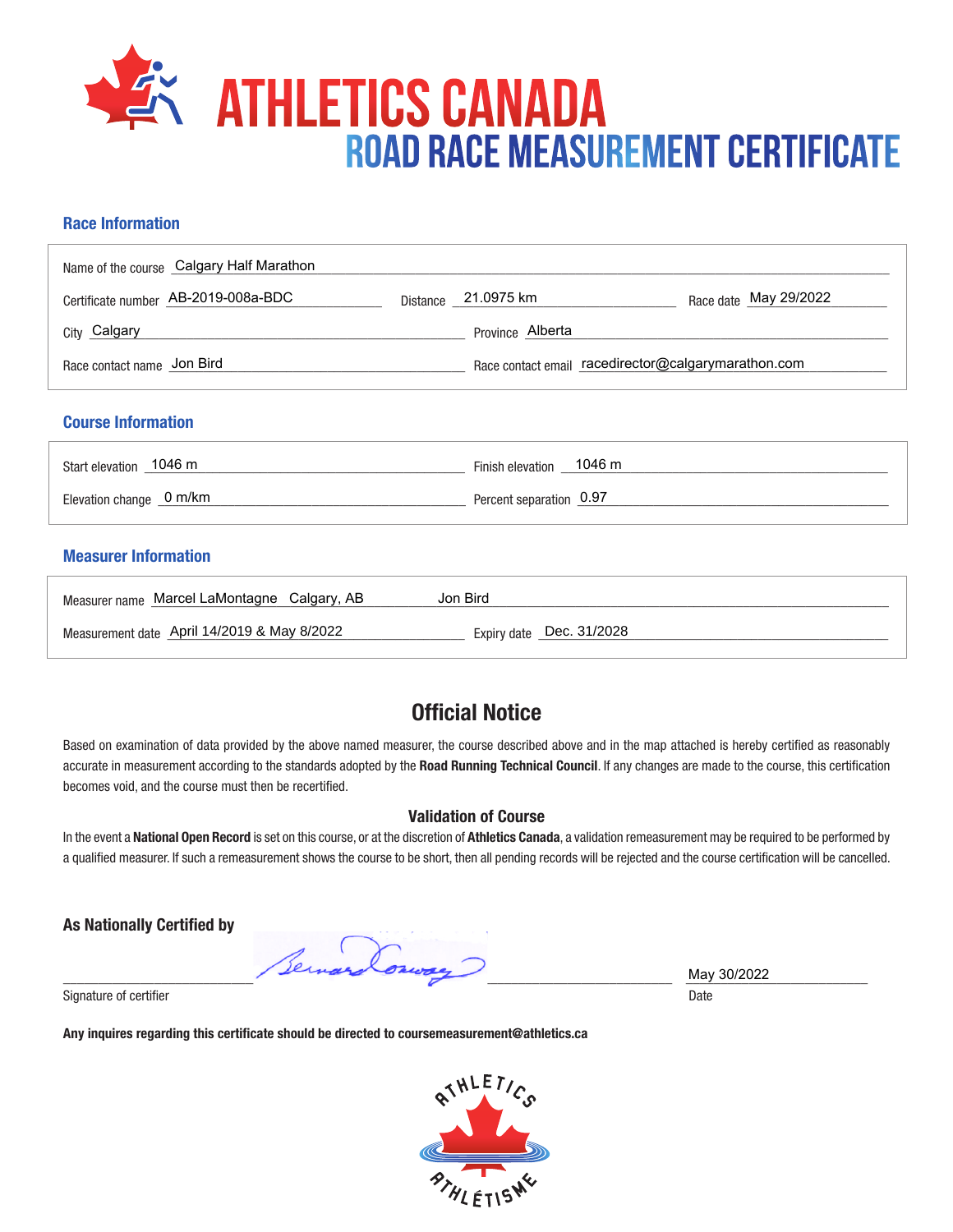# ATHLETICS CANADA
## ROAD RACE MEASUREMENT CERTIFICATE

### Race Information

Name of the course: Calgary Half Marathon

Certificate number: AB-2019-008a-BDC
Distance: 21.0975 km
Race date: May 29/2022

City: Calgary
Province: Alberta

Race contact name: Jon Bird
Race contact email: racedirector@calgarymarathon.com

### Course Information

Start elevation: 1046 m
Finish elevation: 1046 m

Elevation change: 0 m/km
Percent separation: 0.97

### Measurer Information

Measurer name: Marcel LaMontagne Calgary, AB Jon Bird

Measurement date: April 14/2019 & May 8/2022
Expiry date: Dec. 31/2028

## Official Notice

Based on examination of data provided by the above named measurer, the course described above and in the map attached is hereby certified as reasonably accurate in measurement according to the standards adopted by the **Road Running Technical Council**. If any changes are made to the course, this certification becomes void, and the course must then be recertified.

### Validation of Course

In the event a **National Open Record** is set on this course, or at the discretion of **Athletics Canada**, a validation remeasurement may be required to be performed by a qualified measurer. If such a remeasurement shows the course to be short, then all pending records will be rejected and the course certification will be cancelled.

**As Nationally Certified by**

Signature of certifier: Bernard Conway

Date: May 30/2022

**Any inquires regarding this certificate should be directed to coursemeasurement@athletics.ca**

ATHLETICS ATHLÉTISME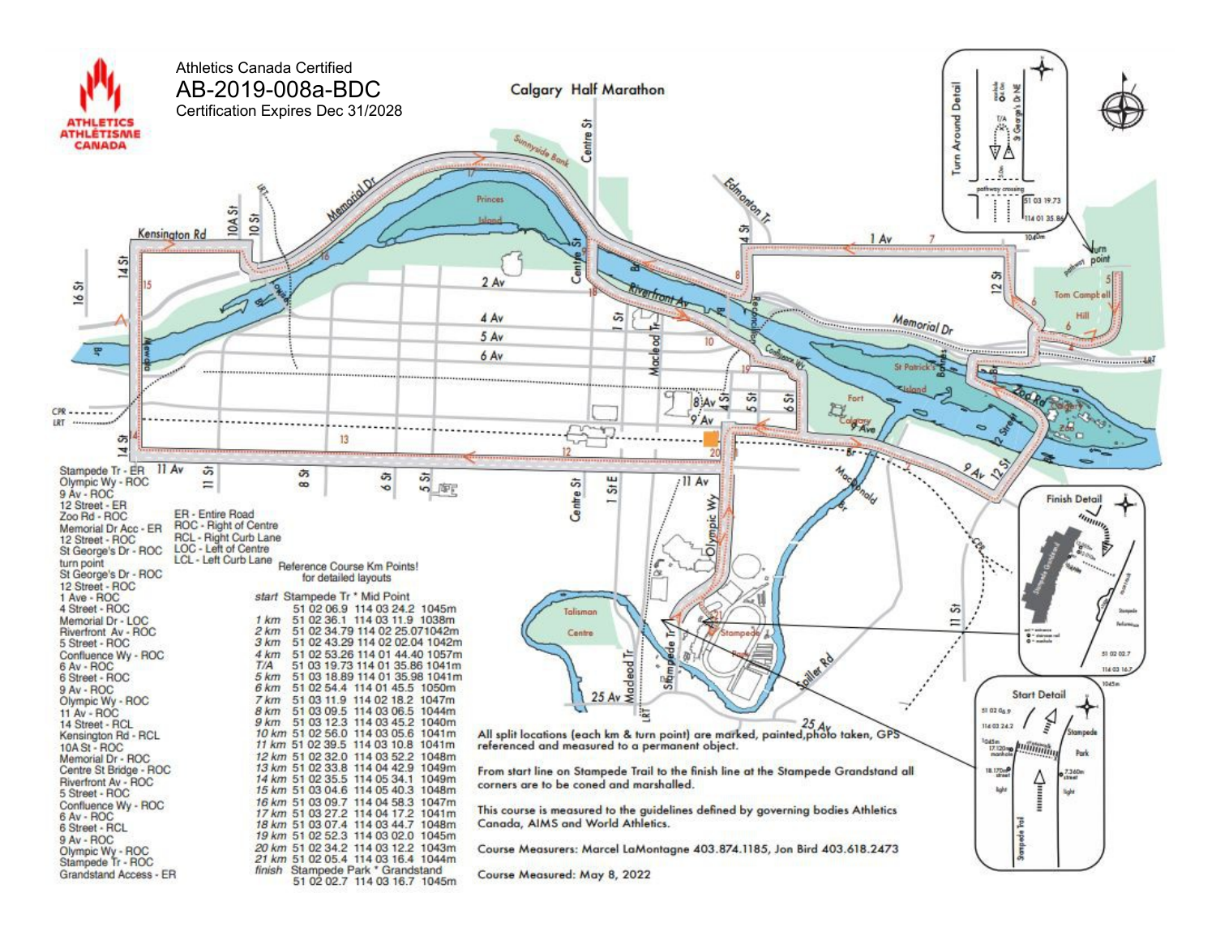# Athletics Canada Certified

## AB-2019-008a-BDC

Certification Expires Dec 31/2028

# Calgary Half Marathon

Stampede Tr - ER
Olympic Wy - ROC
9 Av - ROC
12 Street - ER
Zoo Rd - ROC
Memorial Dr Acc - ER
12 Street - ROC
St George's Dr - ROC
turn point
St George's Dr - ROC
12 Street - ROC
1 Ave - ROC
4 Street - ROC
Memorial Dr - LOC
Riverfront Av - ROC
5 Street - ROC
Confluence Wy - ROC
6 Av - ROC
6 Street - ROC
9 Av - ROC
Olympic Wy - ROC
11 Av - ROC
14 Street - RCL
Kensington Rd - RCL
10A St - ROC
Memorial Dr - ROC
Centre St Bridge - ROC
Riverfront Av - ROC
5 Street - ROC
Confluence Wy - ROC
6 Av - ROC
6 Street - RCL
9 Av - ROC
Olympic Wy - ROC
Stampede Tr - ROC
Grandstand Access - ER

ER - Entire Road
ROC - Right of Centre
RCL - Right Curb Lane
LOC - Left of Centre
LCL - Left Curb Lane

Reference Course Km Points!
for detailed layouts

| | | | |
|---|---|---|---|
| start | Stampede Tr * Mid Point | | |
| | 51 02 06.9 | 114 03 24.2 | 1045m |
| 1 km | 51 02 36.1 | 114 03 11.9 | 1038m |
| 2 km | 51 02 34.79 | 114 02 25.07 | 1042m |
| 3 km | 51 02 43.29 | 114 02 02.04 | 1042m |
| 4 km | 51 02 53.26 | 114 01 44.40 | 1057m |
| T/A | 51 03 19.73 | 114 01 35.86 | 1041m |
| 5 km | 51 03 18.89 | 114 01 35.98 | 1041m |
| 6 km | 51 02 54.4 | 114 01 45.5 | 1050m |
| 7 km | 51 03 11.9 | 114 02 18.2 | 1047m |
| 8 km | 51 03 09.5 | 114 03 06.5 | 1044m |
| 9 km | 51 03 12.3 | 114 03 45.2 | 1040m |
| 10 km | 51 02 56.0 | 114 03 05.6 | 1041m |
| 11 km | 51 02 39.5 | 114 03 10.8 | 1041m |
| 12 km | 51 02 32.0 | 114 03 52.2 | 1048m |
| 13 km | 51 02 33.8 | 114 04 42.9 | 1049m |
| 14 km | 51 02 35.5 | 114 05 34.1 | 1049m |
| 15 km | 51 03 04.6 | 114 05 40.3 | 1048m |
| 16 km | 51 03 09.7 | 114 04 58.3 | 1047m |
| 17 km | 51 03 27.2 | 114 04 17.2 | 1041m |
| 18 km | 51 03 07.4 | 114 03 44.7 | 1048m |
| 19 km | 51 02 52.3 | 114 03 02.0 | 1045m |
| 20 km | 51 02 34.2 | 114 03 12.2 | 1043m |
| 21 km | 51 02 05.4 | 114 03 16.4 | 1044m |
| finish | Stampede Park * Grandstand | | |
| | 51 02 02.7 | 114 03 16.7 | 1045m |

All split locations (each km & turn point) are marked, painted, photo taken, GPS referenced and measured to a permanent object.

From start line on Stampede Trail to the finish line at the Stampede Grandstand all corners are to be coned and marshalled.

This course is measured to the guidelines defined by governing bodies Athletics Canada, AIMS and World Athletics.

Course Measurers: Marcel LaMontagne 403.874.1185, Jon Bird 403.618.2473

Course Measured: May 8, 2022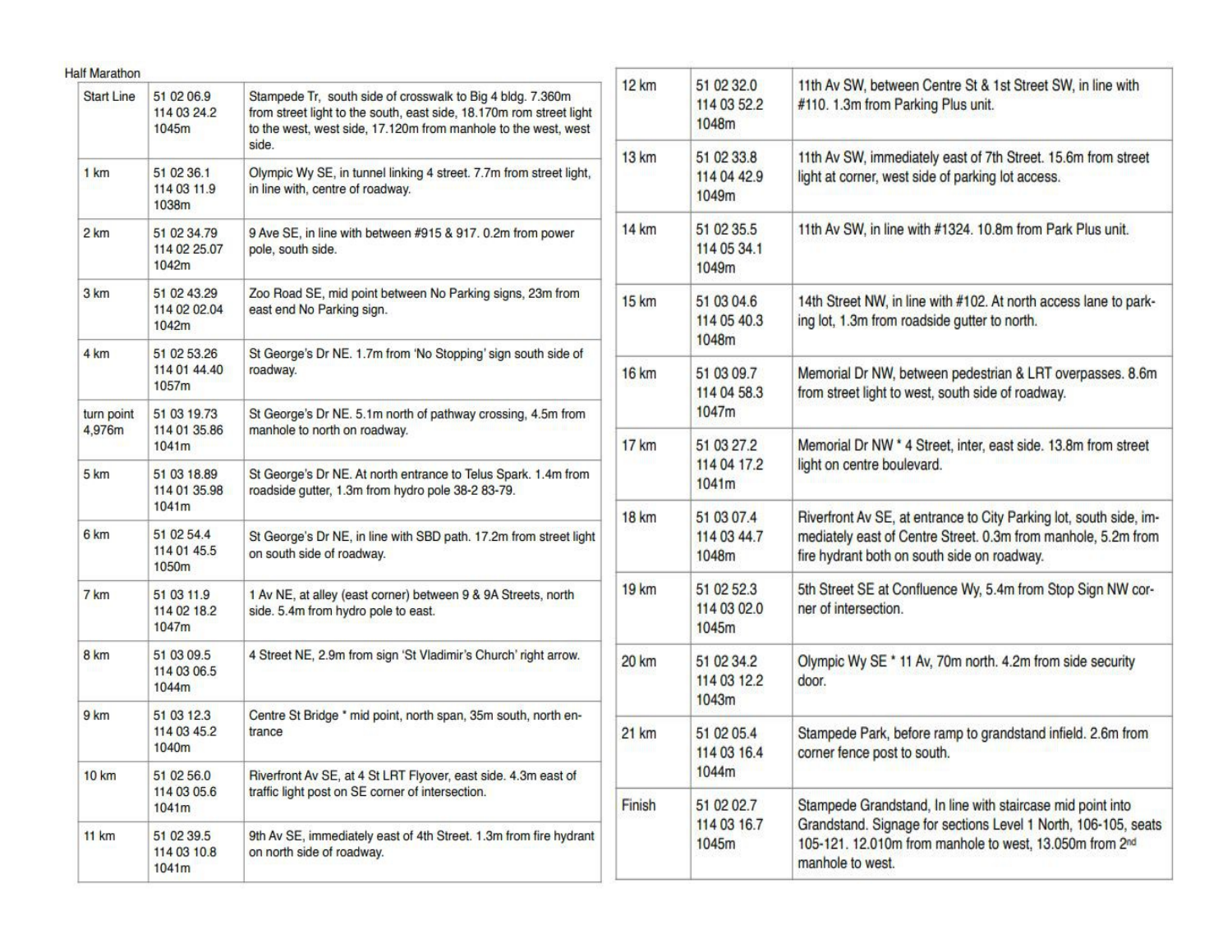Half Marathon

| | | |
|---|---|---|
| Start Line | 51 02 06.9<br>114 03 24.2<br>1045m | Stampede Tr, south side of crosswalk to Big 4 bldg. 7.360m from street light to the south, east side, 18.170m rom street light to the west, west side, 17.120m from manhole to the west, west side. |
| 1 km | 51 02 36.1<br>114 03 11.9<br>1038m | Olympic Wy SE, in tunnel linking 4 street. 7.7m from street light, in line with, centre of roadway. |
| 2 km | 51 02 34.79<br>114 02 25.07<br>1042m | 9 Ave SE, in line with between #915 & 917. 0.2m from power pole, south side. |
| 3 km | 51 02 43.29<br>114 02 02.04<br>1042m | Zoo Road SE, mid point between No Parking signs, 23m from east end No Parking sign. |
| 4 km | 51 02 53.26<br>114 01 44.40<br>1057m | St George's Dr NE. 1.7m from 'No Stopping' sign south side of roadway. |
| turn point 4,976m | 51 03 19.73<br>114 01 35.86<br>1041m | St George's Dr NE. 5.1m north of pathway crossing, 4.5m from manhole to north on roadway. |
| 5 km | 51 03 18.89<br>114 01 35.98<br>1041m | St George's Dr NE. At north entrance to Telus Spark. 1.4m from roadside gutter, 1.3m from hydro pole 38-2 83-79. |
| 6 km | 51 02 54.4<br>114 01 45.5<br>1050m | St George's Dr NE, in line with SBD path. 17.2m from street light on south side of roadway. |
| 7 km | 51 03 11.9<br>114 02 18.2<br>1047m | 1 Av NE, at alley (east corner) between 9 & 9A Streets, north side. 5.4m from hydro pole to east. |
| 8 km | 51 03 09.5<br>114 03 06.5<br>1044m | 4 Street NE, 2.9m from sign 'St Vladimir's Church' right arrow. |
| 9 km | 51 03 12.3<br>114 03 45.2<br>1040m | Centre St Bridge * mid point, north span, 35m south, north entrance |
| 10 km | 51 02 56.0<br>114 03 05.6<br>1041m | Riverfront Av SE, at 4 St LRT Flyover, east side. 4.3m east of traffic light post on SE corner of intersection. |
| 11 km | 51 02 39.5<br>114 03 10.8<br>1041m | 9th Av SE, immediately east of 4th Street. 1.3m from fire hydrant on north side of roadway. |
| 12 km | 51 02 32.0<br>114 03 52.2<br>1048m | 11th Av SW, between Centre St & 1st Street SW, in line with #110. 1.3m from Parking Plus unit. |
| 13 km | 51 02 33.8<br>114 04 42.9<br>1049m | 11th Av SW, immediately east of 7th Street. 15.6m from street light at corner, west side of parking lot access. |
| 14 km | 51 02 35.5<br>114 05 34.1<br>1049m | 11th Av SW, in line with #1324. 10.8m from Park Plus unit. |
| 15 km | 51 03 04.6<br>114 05 40.3<br>1048m | 14th Street NW, in line with #102. At north access lane to parking lot, 1.3m from roadside gutter to north. |
| 16 km | 51 03 09.7<br>114 04 58.3<br>1047m | Memorial Dr NW, between pedestrian & LRT overpasses. 8.6m from street light to west, south side of roadway. |
| 17 km | 51 03 27.2<br>114 04 17.2<br>1041m | Memorial Dr NW * 4 Street, inter, east side. 13.8m from street light on centre boulevard. |
| 18 km | 51 03 07.4<br>114 03 44.7<br>1048m | Riverfront Av SE, at entrance to City Parking lot, south side, immediately east of Centre Street. 0.3m from manhole, 5.2m from fire hydrant both on south side on roadway. |
| 19 km | 51 02 52.3<br>114 03 02.0<br>1045m | 5th Street SE at Confluence Wy, 5.4m from Stop Sign NW corner of intersection. |
| 20 km | 51 02 34.2<br>114 03 12.2<br>1043m | Olympic Wy SE * 11 Av, 70m north. 4.2m from side security door. |
| 21 km | 51 02 05.4<br>114 03 16.4<br>1044m | Stampede Park, before ramp to grandstand infield. 2.6m from corner fence post to south. |
| Finish | 51 02 02.7<br>114 03 16.7<br>1045m | Stampede Grandstand, In line with staircase mid point into Grandstand. Signage for sections Level 1 North, 106-105, seats 105-121. 12.010m from manhole to west, 13.050m from 2nd manhole to west. |